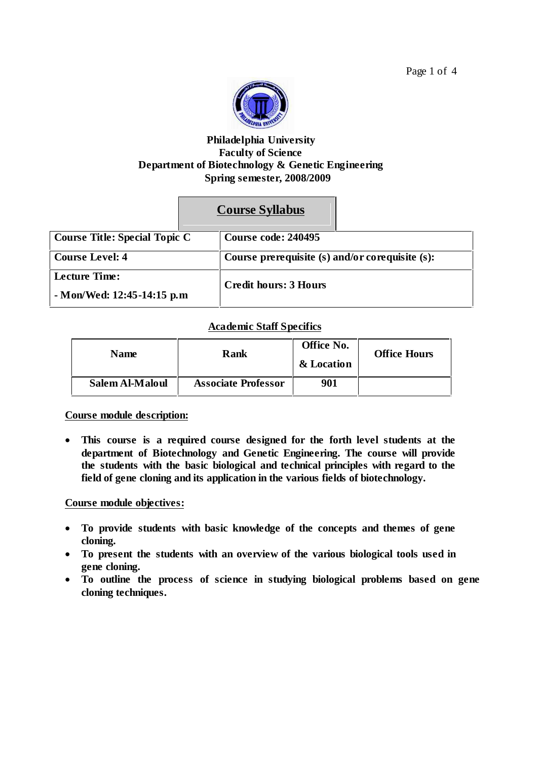**Philadelphia University**
**Faculty of Science**
**Department of Biotechnology & Genetic Engineering**
**Spring semester, 2008/2009**

# Course Syllabus

| Course Title: Special Topic C | Course code: 240495 |
|---|---|
| Course Level: 4 | Course prerequisite (s) and/or corequisite (s): |
| Lecture Time: - Mon/Wed: 12:45-14:15 p.m | Credit hours: 3 Hours |

## Academic Staff Specifics

| Name | Rank | Office No. & Location | Office Hours |
|---|---|---|---|
| Salem Al-Maloul | Associate Professor | 901 | |

**Course module description:**

- **This course is a required course designed for the forth level students at the department of Biotechnology and Genetic Engineering. The course will provide the students with the basic biological and technical principles with regard to the field of gene cloning and its application in the various fields of biotechnology.**

**Course module objectives:**

- **To provide students with basic knowledge of the concepts and themes of gene cloning.**
- **To present the students with an overview of the various biological tools used in gene cloning.**
- **To outline the process of science in studying biological problems based on gene cloning techniques.**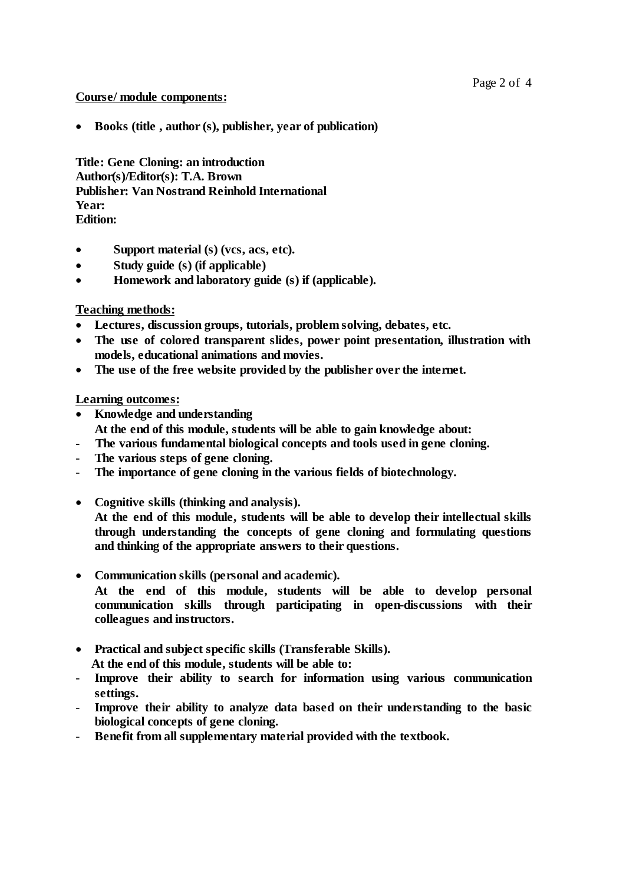**Course/ module components:**

- **Books (title , author (s), publisher, year of publication)**

**Title: Gene Cloning: an introduction**
**Author(s)/Editor(s): T.A. Brown**
**Publisher: Van Nostrand Reinhold International**
**Year:**
**Edition:**

- **Support material (s) (vcs, acs, etc).**
- **Study guide (s) (if applicable)**
- **Homework and laboratory guide (s) if (applicable).**

**Teaching methods:**

- **Lectures, discussion groups, tutorials, problem solving, debates, etc.**
- **The use of colored transparent slides, power point presentation, illustration with models, educational animations and movies.**
- **The use of the free website provided by the publisher over the internet.**

**Learning outcomes:**

- **Knowledge and understanding**
  **At the end of this module, students will be able to gain knowledge about:**
  - **The various fundamental biological concepts and tools used in gene cloning.**
  - **The various steps of gene cloning.**
  - **The importance of gene cloning in the various fields of biotechnology.**

- **Cognitive skills (thinking and analysis).**
  **At the end of this module, students will be able to develop their intellectual skills through understanding the concepts of gene cloning and formulating questions and thinking of the appropriate answers to their questions.**

- **Communication skills (personal and academic).**
  **At the end of this module, students will be able to develop personal communication skills through participating in open-discussions with their colleagues and instructors.**

- **Practical and subject specific skills (Transferable Skills).**
  **At the end of this module, students will be able to:**
  - **Improve their ability to search for information using various communication settings.**
  - **Improve their ability to analyze data based on their understanding to the basic biological concepts of gene cloning.**
  - **Benefit from all supplementary material provided with the textbook.**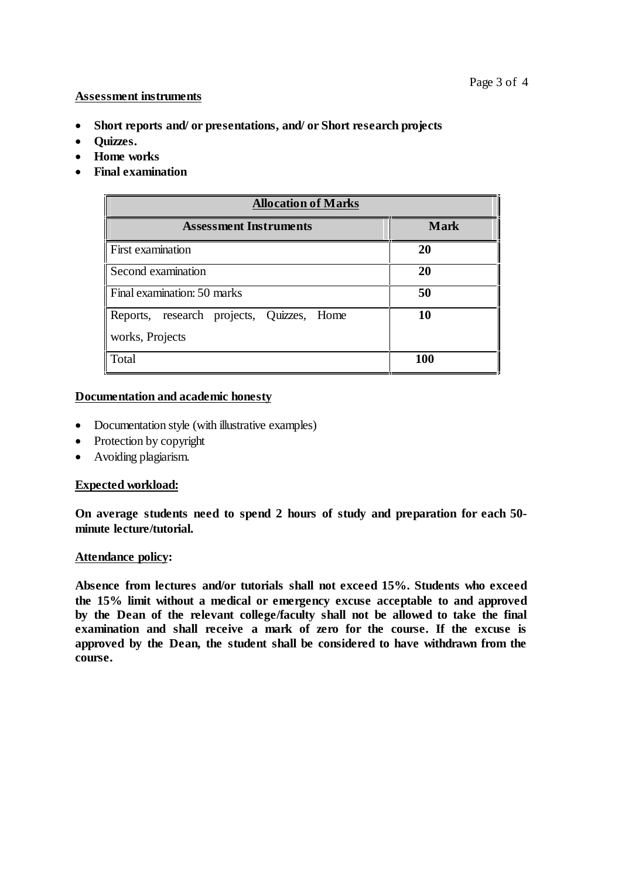**Assessment instruments**

- **Short reports and/ or presentations, and/ or Short research projects**
- **Quizzes.**
- **Home works**
- **Final examination**

| Allocation of Marks | |
|---|---|
| **Assessment Instruments** | **Mark** |
| First examination | **20** |
| Second examination | **20** |
| Final examination: 50 marks | **50** |
| Reports, research projects, Quizzes, Home works, Projects | **10** |
| Total | **100** |

**Documentation and academic honesty**

- Documentation style (with illustrative examples)
- Protection by copyright
- Avoiding plagiarism.

**Expected workload:**

**On average students need to spend 2 hours of study and preparation for each 50-minute lecture/tutorial.**

**Attendance policy:**

**Absence from lectures and/or tutorials shall not exceed 15%. Students who exceed the 15% limit without a medical or emergency excuse acceptable to and approved by the Dean of the relevant college/faculty shall not be allowed to take the final examination and shall receive a mark of zero for the course. If the excuse is approved by the Dean, the student shall be considered to have withdrawn from the course.**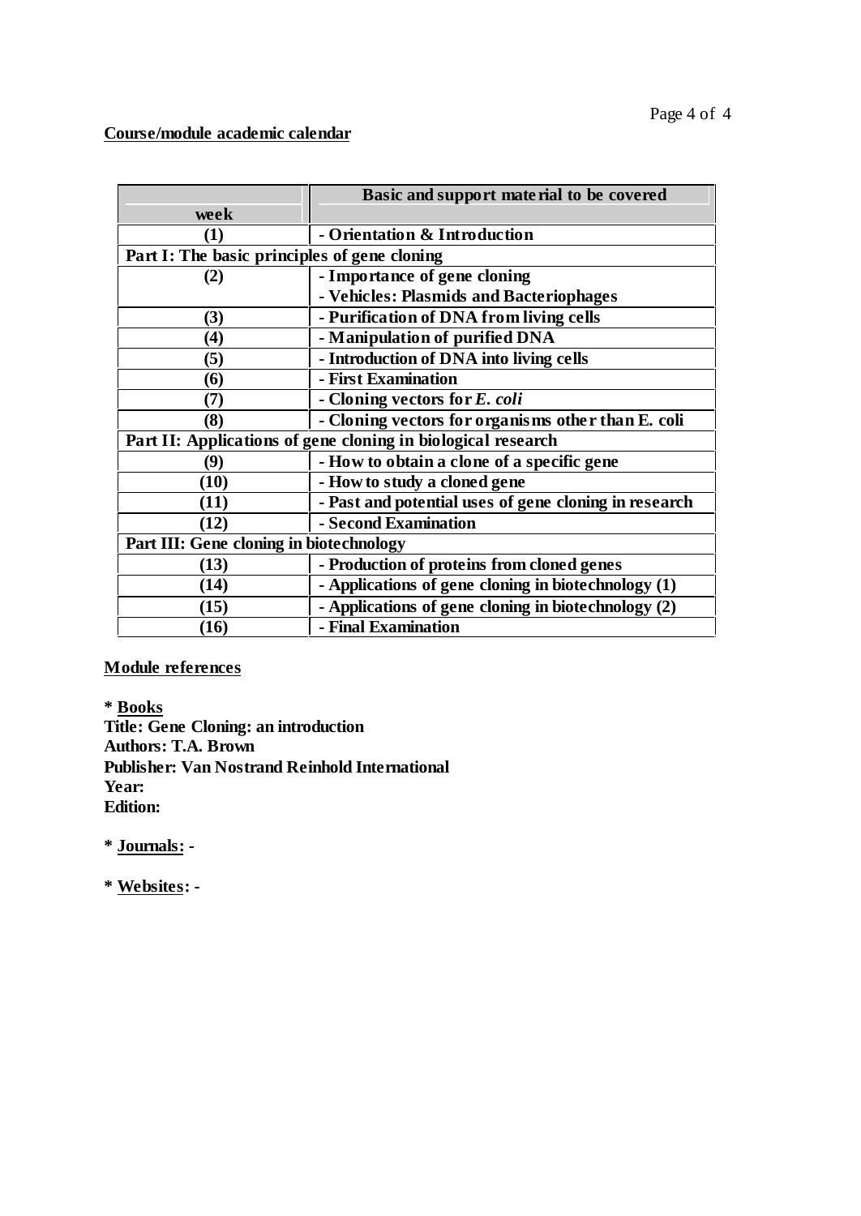**Course/module academic calendar**

| week | Basic and support material to be covered |
|---|---|
| (1) | - Orientation & Introduction |
| **Part I: The basic principles of gene cloning** | |
| (2) | - Importance of gene cloning<br>- Vehicles: Plasmids and Bacteriophages |
| (3) | - Purification of DNA from living cells |
| (4) | - Manipulation of purified DNA |
| (5) | - Introduction of DNA into living cells |
| (6) | - First Examination |
| (7) | - Cloning vectors for *E. coli* |
| (8) | - Cloning vectors for organisms other than E. coli |
| **Part II: Applications of gene cloning in biological research** | |
| (9) | - How to obtain a clone of a specific gene |
| (10) | - How to study a cloned gene |
| (11) | - Past and potential uses of gene cloning in research |
| (12) | - Second Examination |
| **Part III: Gene cloning in biotechnology** | |
| (13) | - Production of proteins from cloned genes |
| (14) | - Applications of gene cloning in biotechnology (1) |
| (15) | - Applications of gene cloning in biotechnology (2) |
| (16) | - Final Examination |

**Module references**

**\* Books**
**Title: Gene Cloning: an introduction**
**Authors: T.A. Brown**
**Publisher: Van Nostrand Reinhold International**
**Year:**
**Edition:**

**\* Journals: -**

**\* Websites: -**